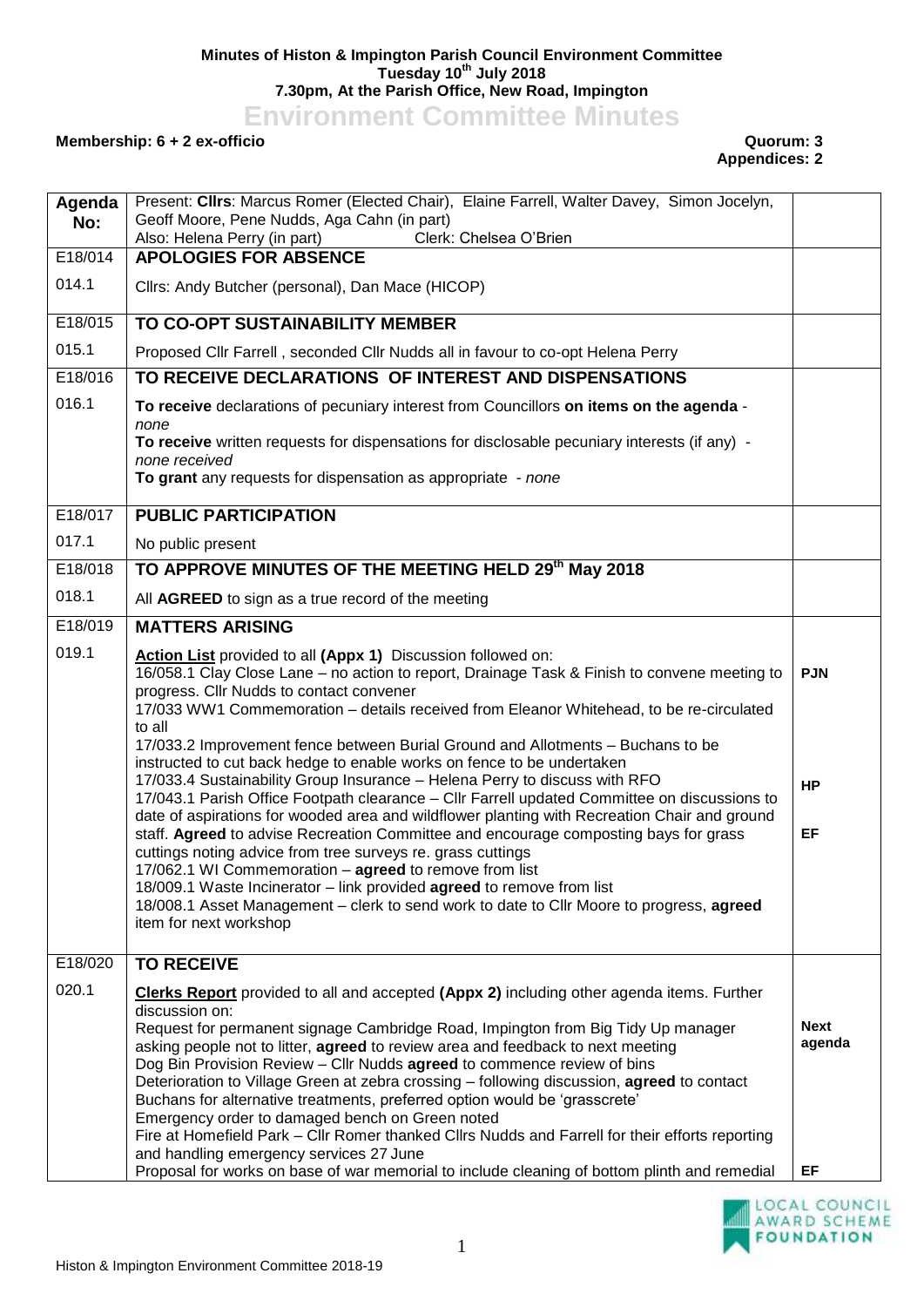**Minutes of Histon & Impington Parish Council Environment Committee**
**Tuesday 10th July 2018**
**7.30pm, At the Parish Office, New Road, Impington**

# Environment Committee Minutes

**Membership: 6 + 2 ex-officio** **Quorum: 3**
**Appendices: 2**

| Agenda No: | Present: **Cllrs**: Marcus Romer (Elected Chair), Elaine Farrell, Walter Davey, Simon Jocelyn, Geoff Moore, Pene Nudds, Aga Cahn (in part)<br>Also: Helena Perry (in part) Clerk: Chelsea O'Brien | |
|---|---|---|
| E18/014 | **APOLOGIES FOR ABSENCE** | |
| 014.1 | Cllrs: Andy Butcher (personal), Dan Mace (HICOP) | |
| E18/015 | **TO CO-OPT SUSTAINABILITY MEMBER** | |
| 015.1 | Proposed Cllr Farrell , seconded Cllr Nudds all in favour to co-opt Helena Perry | |
| E18/016 | **TO RECEIVE DECLARATIONS OF INTEREST AND DISPENSATIONS** | |
| 016.1 | **To receive** declarations of pecuniary interest from Councillors **on items on the agenda** - *none*<br>**To receive** written requests for dispensations for disclosable pecuniary interests (if any) - *none received*<br>**To grant** any requests for dispensation as appropriate - *none* | |
| E18/017 | **PUBLIC PARTICIPATION** | |
| 017.1 | No public present | |
| E18/018 | **TO APPROVE MINUTES OF THE MEETING HELD 29th May 2018** | |
| 018.1 | All **AGREED** to sign as a true record of the meeting | |
| E18/019 | **MATTERS ARISING** | |
| 019.1 | **Action List** provided to all **(Appx 1)** Discussion followed on:<br>16/058.1 Clay Close Lane – no action to report, Drainage Task & Finish to convene meeting to progress. Cllr Nudds to contact convener<br>17/033 WW1 Commemoration – details received from Eleanor Whitehead, to be re-circulated to all<br>17/033.2 Improvement fence between Burial Ground and Allotments – Buchans to be instructed to cut back hedge to enable works on fence to be undertaken<br>17/033.4 Sustainability Group Insurance – Helena Perry to discuss with RFO<br>17/043.1 Parish Office Footpath clearance – Cllr Farrell updated Committee on discussions to date of aspirations for wooded area and wildflower planting with Recreation Chair and ground staff. **Agreed** to advise Recreation Committee and encourage composting bays for grass cuttings noting advice from tree surveys re. grass cuttings<br>17/062.1 WI Commemoration – **agreed** to remove from list<br>18/009.1 Waste Incinerator – link provided **agreed** to remove from list<br>18/008.1 Asset Management – clerk to send work to date to Cllr Moore to progress, **agreed** item for next workshop | **PJN**<br><br>**HP**<br><br>**EF** |
| E18/020 | **TO RECEIVE** | |
| 020.1 | **Clerks Report** provided to all and accepted **(Appx 2)** including other agenda items. Further discussion on:<br>Request for permanent signage Cambridge Road, Impington from Big Tidy Up manager asking people not to litter, **agreed** to review area and feedback to next meeting<br>Dog Bin Provision Review – Cllr Nudds **agreed** to commence review of bins<br>Deterioration to Village Green at zebra crossing – following discussion, **agreed** to contact Buchans for alternative treatments, preferred option would be 'grasscrete'<br>Emergency order to damaged bench on Green noted<br>Fire at Homefield Park – Cllr Romer thanked Cllrs Nudds and Farrell for their efforts reporting and handling emergency services 27 June<br>Proposal for works on base of war memorial to include cleaning of bottom plinth and remedial | **Next agenda**<br><br>**EF** |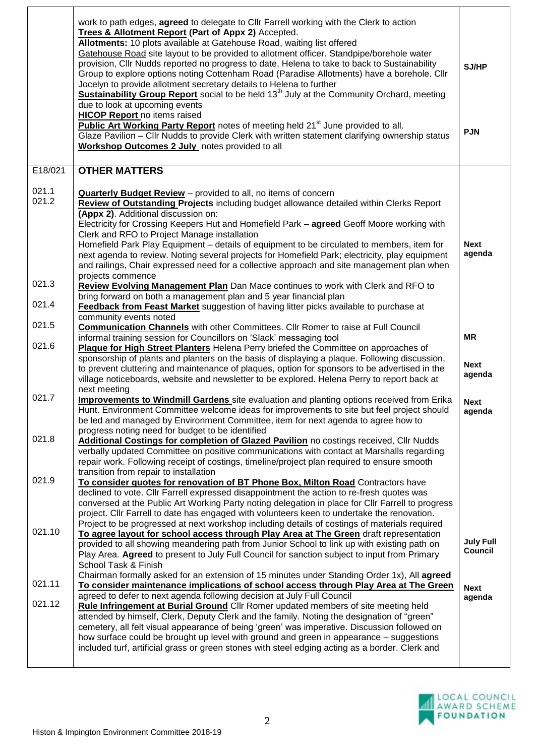| | | |
|---|---|---|
| | work to path edges, **agreed** to delegate to Cllr Farrell working with the Clerk to action<br>**Trees & Allotment Report (Part of Appx 2)** Accepted.<br>**Allotments:** 10 plots available at Gatehouse Road, waiting list offered<br>Gatehouse Road site layout to be provided to allotment officer. Standpipe/borehole water provision, Cllr Nudds reported no progress to date, Helena to take to back to Sustainability Group to explore options noting Cottenham Road (Paradise Allotments) have a borehole. Cllr Jocelyn to provide allotment secretary details to Helena to further<br>**Sustainability Group Report** social to be held 13th July at the Community Orchard, meeting due to look at upcoming events<br>**HICOP Report** no items raised<br>**Public Art Working Party Report** notes of meeting held 21st June provided to all.<br>Glaze Pavilion – Cllr Nudds to provide Clerk with written statement clarifying ownership status<br>**Workshop Outcomes 2 July** notes provided to all | SJ/HP<br><br>PJN |
| E18/021 | **OTHER MATTERS** | |
| 021.1 | **Quarterly Budget Review** – provided to all, no items of concern | |
| 021.2 | **Review of Outstanding Projects** including budget allowance detailed within Clerks Report **(Appx 2)**. Additional discussion on:<br>Electricity for Crossing Keepers Hut and Homefield Park – **agreed** Geoff Moore working with Clerk and RFO to Project Manage installation<br>Homefield Park Play Equipment – details of equipment to be circulated to members, item for next agenda to review. Noting several projects for Homefield Park; electricity, play equipment and railings, Chair expressed need for a collective approach and site management plan when projects commence | Next agenda |
| 021.3 | **Review Evolving Management Plan** Dan Mace continues to work with Clerk and RFO to bring forward on both a management plan and 5 year financial plan | |
| 021.4 | **Feedback from Feast Market** suggestion of having litter picks available to purchase at community events noted | |
| 021.5 | **Communication Channels** with other Committees. Cllr Romer to raise at Full Council informal training session for Councillors on 'Slack' messaging tool | MR |
| 021.6 | **Plaque for High Street Planters** Helena Perry briefed the Committee on approaches of sponsorship of plants and planters on the basis of displaying a plaque. Following discussion, to prevent cluttering and maintenance of plaques, option for sponsors to be advertised in the village noticeboards, website and newsletter to be explored. Helena Perry to report back at next meeting | Next agenda |
| 021.7 | **Improvements to Windmill Gardens** site evaluation and planting options received from Erika Hunt. Environment Committee welcome ideas for improvements to site but feel project should be led and managed by Environment Committee, item for next agenda to agree how to progress noting need for budget to be identified | Next agenda |
| 021.8 | **Additional Costings for completion of Glazed Pavilion** no costings received, Cllr Nudds verbally updated Committee on positive communications with contact at Marshalls regarding repair work. Following receipt of costings, timeline/project plan required to ensure smooth transition from repair to installation | |
| 021.9 | **To consider quotes for renovation of BT Phone Box, Milton Road** Contractors have declined to vote. Cllr Farrell expressed disappointment the action to re-fresh quotes was conversed at the Public Art Working Party noting delegation in place for Cllr Farrell to progress project. Cllr Farrell to date has engaged with volunteers keen to undertake the renovation. Project to be progressed at next workshop including details of costings of materials required | |
| 021.10 | **To agree layout for school access through Play Area at The Green** draft representation provided to all showing meandering path from Junior School to link up with existing path on Play Area. **Agreed** to present to July Full Council for sanction subject to input from Primary School Task & Finish<br>Chairman formally asked for an extension of 15 minutes under Standing Order 1x), All **agreed** | July Full Council |
| 021.11 | **To consider maintenance implications of school access through Play Area at The Green** agreed to defer to next agenda following decision at July Full Council | Next agenda |
| 021.12 | **Rule Infringement at Burial Ground** Cllr Romer updated members of site meeting held attended by himself, Clerk, Deputy Clerk and the family. Noting the designation of "green" cemetery, all felt visual appearance of being 'green' was imperative. Discussion followed on how surface could be brought up level with ground and green in appearance – suggestions included turf, artificial grass or green stones with steel edging acting as a border. Clerk and | |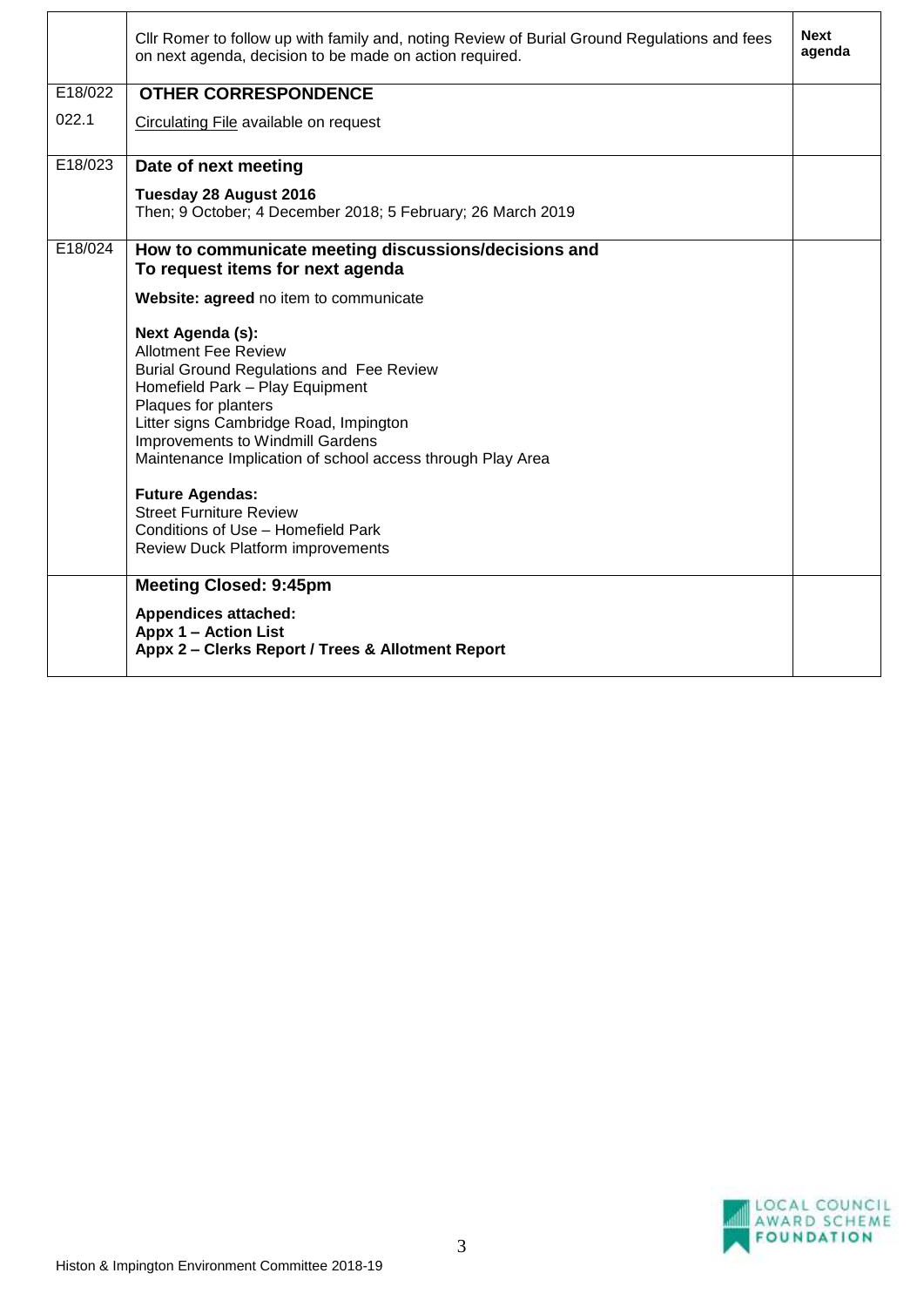| | | |
|---|---|---|
| | Cllr Romer to follow up with family and, noting Review of Burial Ground Regulations and fees on next agenda, decision to be made on action required. | **Next agenda** |
| E18/022 | **OTHER CORRESPONDENCE** | |
| 022.1 | Circulating File available on request | |
| E18/023 | **Date of next meeting**<br><br>**Tuesday 28 August 2016**<br>Then; 9 October; 4 December 2018; 5 February; 26 March 2019 | |
| E18/024 | **How to communicate meeting discussions/decisions and To request items for next agenda**<br><br>**Website: agreed** no item to communicate<br><br>**Next Agenda (s):**<br>Allotment Fee Review<br>Burial Ground Regulations and Fee Review<br>Homefield Park – Play Equipment<br>Plaques for planters<br>Litter signs Cambridge Road, Impington<br>Improvements to Windmill Gardens<br>Maintenance Implication of school access through Play Area<br><br>**Future Agendas:**<br>Street Furniture Review<br>Conditions of Use – Homefield Park<br>Review Duck Platform improvements | |
| | **Meeting Closed: 9:45pm**<br><br>**Appendices attached:**<br>**Appx 1 – Action List**<br>**Appx 2 – Clerks Report / Trees & Allotment Report** | |